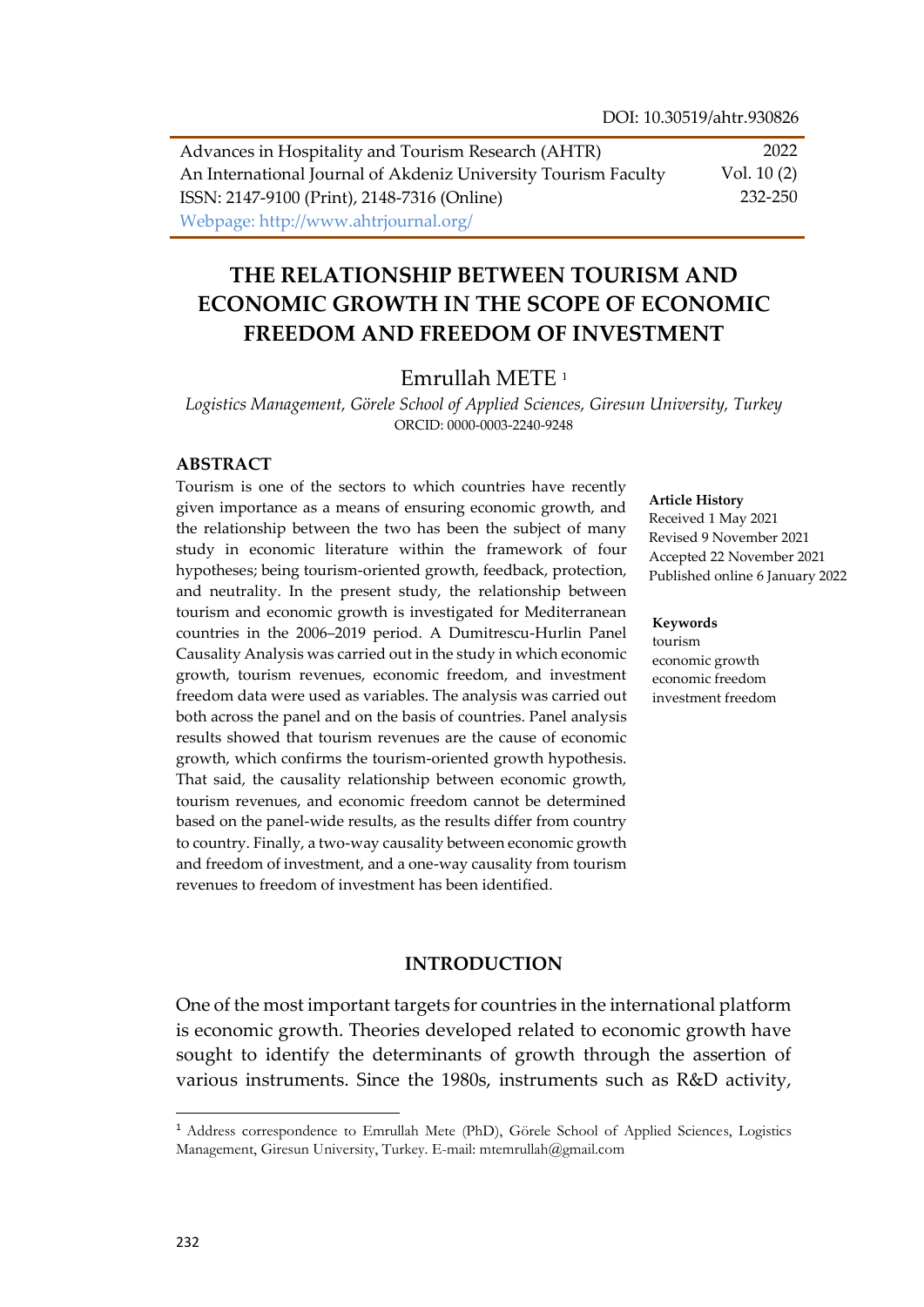DOI: 10.30519/ahtr.930826

Advances in Hospitality and Tourism Research (AHTR)
An International Journal of Akdeniz University Tourism Faculty
ISSN: 2147-9100 (Print), 2148-7316 (Online)
Webpage: http://www.ahtrjournal.org/

2022
Vol. 10 (2)
232-250

# THE RELATIONSHIP BETWEEN TOURISM AND ECONOMIC GROWTH IN THE SCOPE OF ECONOMIC FREEDOM AND FREEDOM OF INVESTMENT

Emrullah METE [1]

*Logistics Management, Görele School of Applied Sciences, Giresun University, Turkey*
ORCID: 0000-0003-2240-9248

## ABSTRACT

Tourism is one of the sectors to which countries have recently given importance as a means of ensuring economic growth, and the relationship between the two has been the subject of many study in economic literature within the framework of four hypotheses; being tourism-oriented growth, feedback, protection, and neutrality. In the present study, the relationship between tourism and economic growth is investigated for Mediterranean countries in the 2006–2019 period. A Dumitrescu-Hurlin Panel Causality Analysis was carried out in the study in which economic growth, tourism revenues, economic freedom, and investment freedom data were used as variables. The analysis was carried out both across the panel and on the basis of countries. Panel analysis results showed that tourism revenues are the cause of economic growth, which confirms the tourism-oriented growth hypothesis. That said, the causality relationship between economic growth, tourism revenues, and economic freedom cannot be determined based on the panel-wide results, as the results differ from country to country. Finally, a two-way causality between economic growth and freedom of investment, and a one-way causality from tourism revenues to freedom of investment has been identified.

**Article History**
Received 1 May 2021
Revised 9 November 2021
Accepted 22 November 2021
Published online 6 January 2022

**Keywords**
tourism
economic growth
economic freedom
investment freedom

## INTRODUCTION

One of the most important targets for countries in the international platform is economic growth. Theories developed related to economic growth have sought to identify the determinants of growth through the assertion of various instruments. Since the 1980s, instruments such as R&D activity,

[1] Address correspondence to Emrullah Mete (PhD), Görele School of Applied Sciences, Logistics Management, Giresun University, Turkey. E-mail: mtemrullah@gmail.com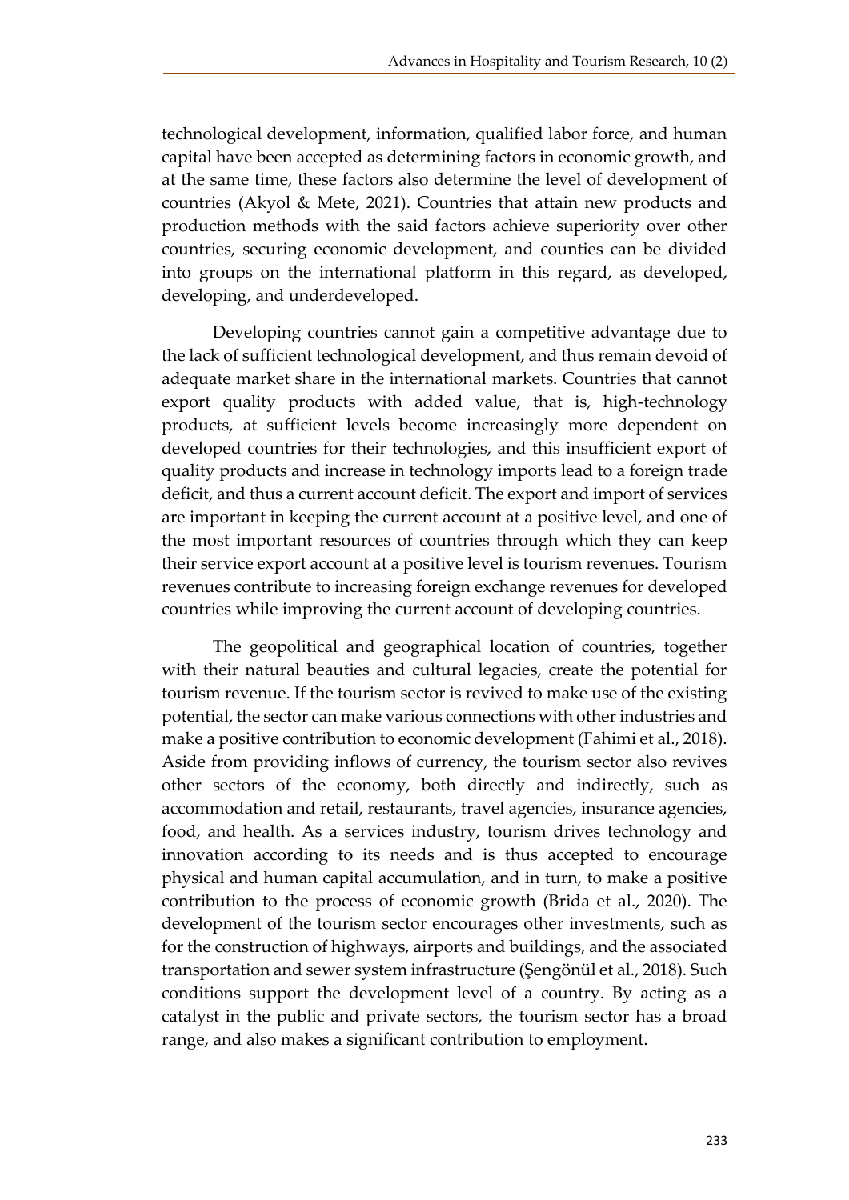technological development, information, qualified labor force, and human capital have been accepted as determining factors in economic growth, and at the same time, these factors also determine the level of development of countries (Akyol & Mete, 2021). Countries that attain new products and production methods with the said factors achieve superiority over other countries, securing economic development, and counties can be divided into groups on the international platform in this regard, as developed, developing, and underdeveloped.

Developing countries cannot gain a competitive advantage due to the lack of sufficient technological development, and thus remain devoid of adequate market share in the international markets. Countries that cannot export quality products with added value, that is, high-technology products, at sufficient levels become increasingly more dependent on developed countries for their technologies, and this insufficient export of quality products and increase in technology imports lead to a foreign trade deficit, and thus a current account deficit. The export and import of services are important in keeping the current account at a positive level, and one of the most important resources of countries through which they can keep their service export account at a positive level is tourism revenues. Tourism revenues contribute to increasing foreign exchange revenues for developed countries while improving the current account of developing countries.

The geopolitical and geographical location of countries, together with their natural beauties and cultural legacies, create the potential for tourism revenue. If the tourism sector is revived to make use of the existing potential, the sector can make various connections with other industries and make a positive contribution to economic development (Fahimi et al., 2018). Aside from providing inflows of currency, the tourism sector also revives other sectors of the economy, both directly and indirectly, such as accommodation and retail, restaurants, travel agencies, insurance agencies, food, and health. As a services industry, tourism drives technology and innovation according to its needs and is thus accepted to encourage physical and human capital accumulation, and in turn, to make a positive contribution to the process of economic growth (Brida et al., 2020). The development of the tourism sector encourages other investments, such as for the construction of highways, airports and buildings, and the associated transportation and sewer system infrastructure (Şengönül et al., 2018). Such conditions support the development level of a country. By acting as a catalyst in the public and private sectors, the tourism sector has a broad range, and also makes a significant contribution to employment.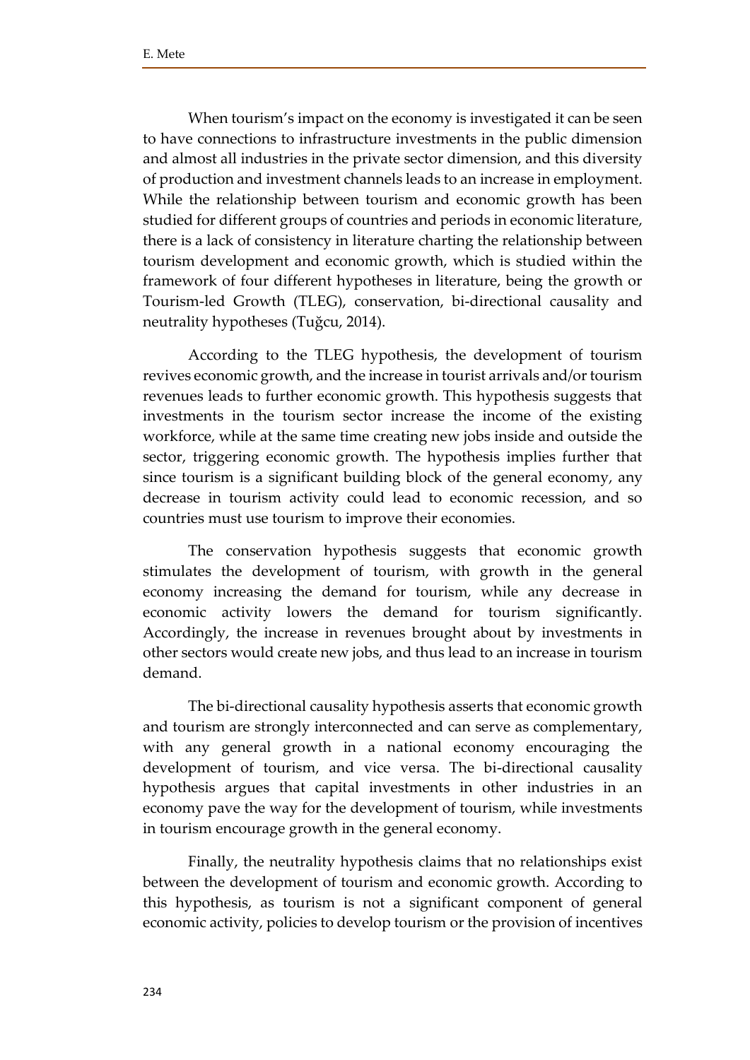When tourism's impact on the economy is investigated it can be seen to have connections to infrastructure investments in the public dimension and almost all industries in the private sector dimension, and this diversity of production and investment channels leads to an increase in employment. While the relationship between tourism and economic growth has been studied for different groups of countries and periods in economic literature, there is a lack of consistency in literature charting the relationship between tourism development and economic growth, which is studied within the framework of four different hypotheses in literature, being the growth or Tourism-led Growth (TLEG), conservation, bi-directional causality and neutrality hypotheses (Tuğcu, 2014).

According to the TLEG hypothesis, the development of tourism revives economic growth, and the increase in tourist arrivals and/or tourism revenues leads to further economic growth. This hypothesis suggests that investments in the tourism sector increase the income of the existing workforce, while at the same time creating new jobs inside and outside the sector, triggering economic growth. The hypothesis implies further that since tourism is a significant building block of the general economy, any decrease in tourism activity could lead to economic recession, and so countries must use tourism to improve their economies.

The conservation hypothesis suggests that economic growth stimulates the development of tourism, with growth in the general economy increasing the demand for tourism, while any decrease in economic activity lowers the demand for tourism significantly. Accordingly, the increase in revenues brought about by investments in other sectors would create new jobs, and thus lead to an increase in tourism demand.

The bi-directional causality hypothesis asserts that economic growth and tourism are strongly interconnected and can serve as complementary, with any general growth in a national economy encouraging the development of tourism, and vice versa. The bi-directional causality hypothesis argues that capital investments in other industries in an economy pave the way for the development of tourism, while investments in tourism encourage growth in the general economy.

Finally, the neutrality hypothesis claims that no relationships exist between the development of tourism and economic growth. According to this hypothesis, as tourism is not a significant component of general economic activity, policies to develop tourism or the provision of incentives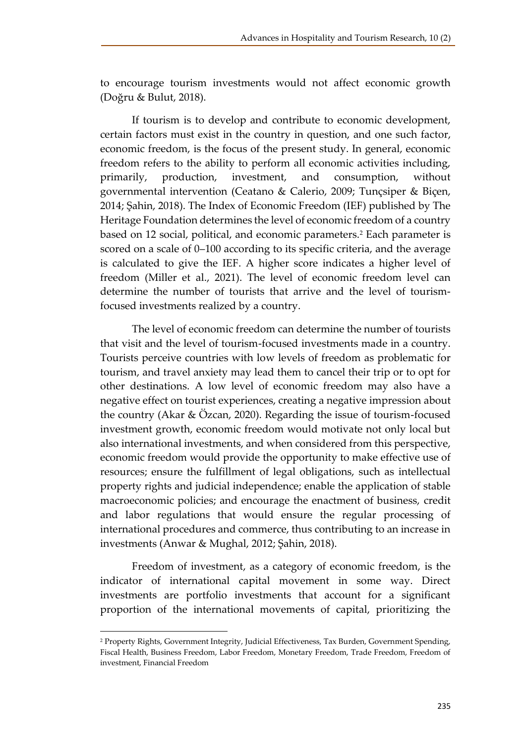to encourage tourism investments would not affect economic growth (Doğru & Bulut, 2018).

If tourism is to develop and contribute to economic development, certain factors must exist in the country in question, and one such factor, economic freedom, is the focus of the present study. In general, economic freedom refers to the ability to perform all economic activities including, primarily, production, investment, and consumption, without governmental intervention (Ceatano & Calerio, 2009; Tunçsiper & Biçen, 2014; Şahin, 2018). The Index of Economic Freedom (IEF) published by The Heritage Foundation determines the level of economic freedom of a country based on 12 social, political, and economic parameters.[2] Each parameter is scored on a scale of 0–100 according to its specific criteria, and the average is calculated to give the IEF. A higher score indicates a higher level of freedom (Miller et al., 2021). The level of economic freedom level can determine the number of tourists that arrive and the level of tourism-focused investments realized by a country.

The level of economic freedom can determine the number of tourists that visit and the level of tourism-focused investments made in a country. Tourists perceive countries with low levels of freedom as problematic for tourism, and travel anxiety may lead them to cancel their trip or to opt for other destinations. A low level of economic freedom may also have a negative effect on tourist experiences, creating a negative impression about the country (Akar & Özcan, 2020). Regarding the issue of tourism-focused investment growth, economic freedom would motivate not only local but also international investments, and when considered from this perspective, economic freedom would provide the opportunity to make effective use of resources; ensure the fulfillment of legal obligations, such as intellectual property rights and judicial independence; enable the application of stable macroeconomic policies; and encourage the enactment of business, credit and labor regulations that would ensure the regular processing of international procedures and commerce, thus contributing to an increase in investments (Anwar & Mughal, 2012; Şahin, 2018).

Freedom of investment, as a category of economic freedom, is the indicator of international capital movement in some way. Direct investments are portfolio investments that account for a significant proportion of the international movements of capital, prioritizing the

[2] Property Rights, Government Integrity, Judicial Effectiveness, Tax Burden, Government Spending, Fiscal Health, Business Freedom, Labor Freedom, Monetary Freedom, Trade Freedom, Freedom of investment, Financial Freedom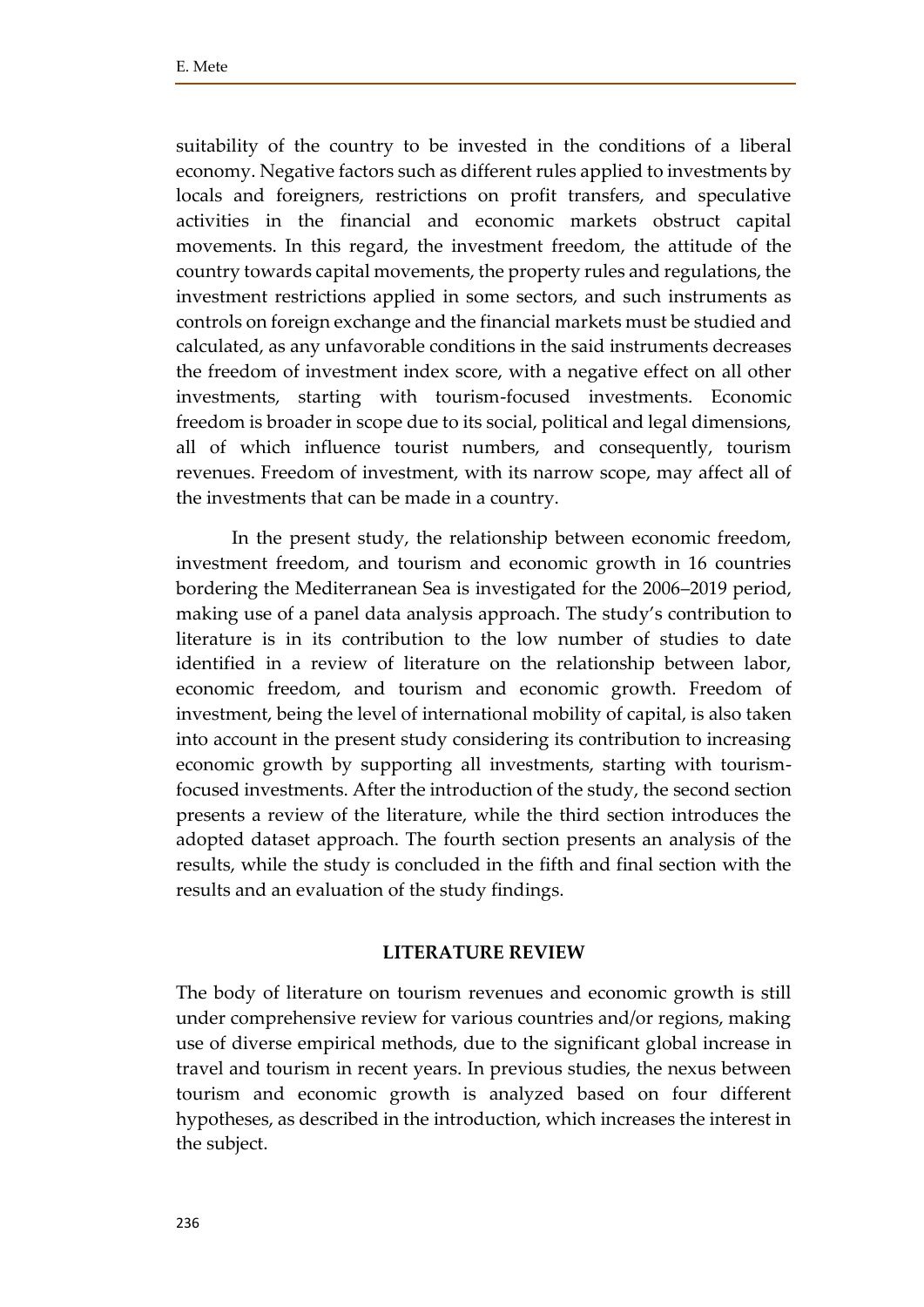suitability of the country to be invested in the conditions of a liberal economy. Negative factors such as different rules applied to investments by locals and foreigners, restrictions on profit transfers, and speculative activities in the financial and economic markets obstruct capital movements. In this regard, the investment freedom, the attitude of the country towards capital movements, the property rules and regulations, the investment restrictions applied in some sectors, and such instruments as controls on foreign exchange and the financial markets must be studied and calculated, as any unfavorable conditions in the said instruments decreases the freedom of investment index score, with a negative effect on all other investments, starting with tourism-focused investments. Economic freedom is broader in scope due to its social, political and legal dimensions, all of which influence tourist numbers, and consequently, tourism revenues. Freedom of investment, with its narrow scope, may affect all of the investments that can be made in a country.

In the present study, the relationship between economic freedom, investment freedom, and tourism and economic growth in 16 countries bordering the Mediterranean Sea is investigated for the 2006–2019 period, making use of a panel data analysis approach. The study's contribution to literature is in its contribution to the low number of studies to date identified in a review of literature on the relationship between labor, economic freedom, and tourism and economic growth. Freedom of investment, being the level of international mobility of capital, is also taken into account in the present study considering its contribution to increasing economic growth by supporting all investments, starting with tourism-focused investments. After the introduction of the study, the second section presents a review of the literature, while the third section introduces the adopted dataset approach. The fourth section presents an analysis of the results, while the study is concluded in the fifth and final section with the results and an evaluation of the study findings.

## LITERATURE REVIEW

The body of literature on tourism revenues and economic growth is still under comprehensive review for various countries and/or regions, making use of diverse empirical methods, due to the significant global increase in travel and tourism in recent years. In previous studies, the nexus between tourism and economic growth is analyzed based on four different hypotheses, as described in the introduction, which increases the interest in the subject.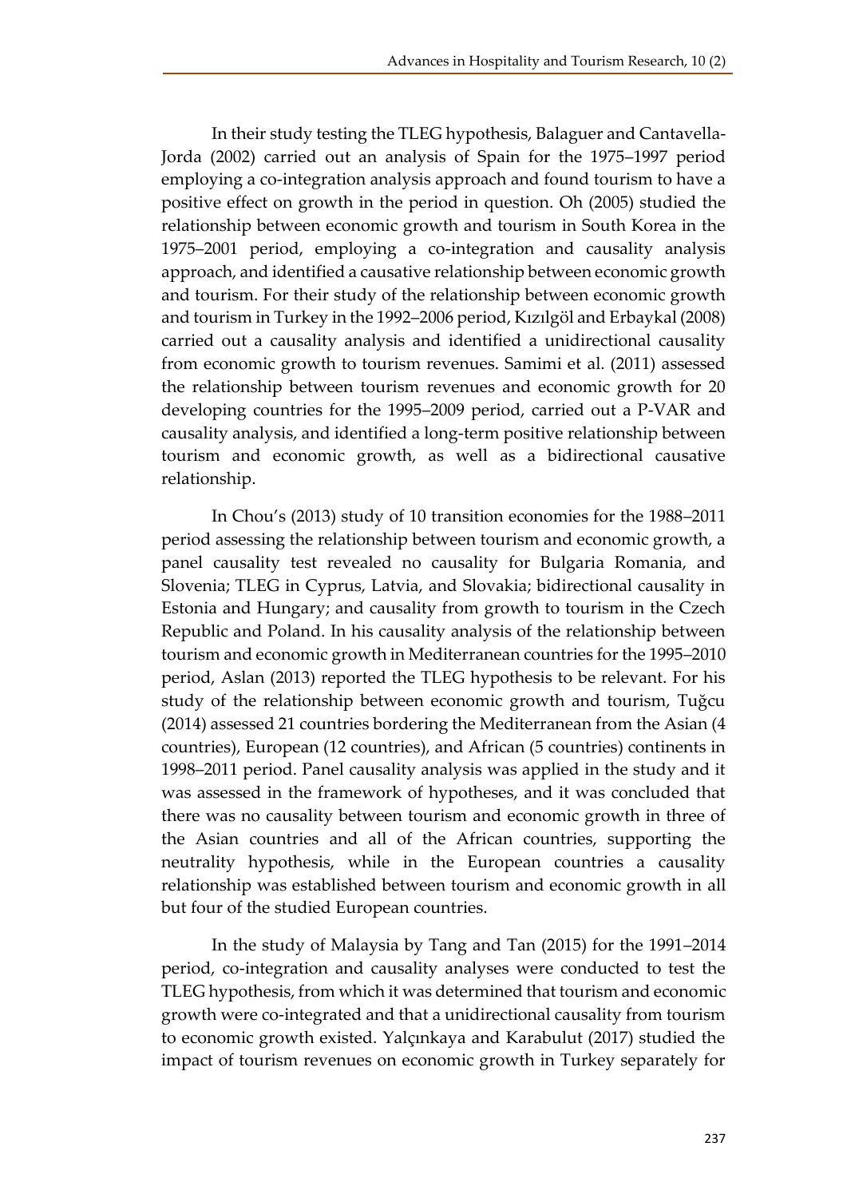In their study testing the TLEG hypothesis, Balaguer and Cantavella-Jorda (2002) carried out an analysis of Spain for the 1975–1997 period employing a co-integration analysis approach and found tourism to have a positive effect on growth in the period in question. Oh (2005) studied the relationship between economic growth and tourism in South Korea in the 1975–2001 period, employing a co-integration and causality analysis approach, and identified a causative relationship between economic growth and tourism. For their study of the relationship between economic growth and tourism in Turkey in the 1992–2006 period, Kızılgöl and Erbaykal (2008) carried out a causality analysis and identified a unidirectional causality from economic growth to tourism revenues. Samimi et al. (2011) assessed the relationship between tourism revenues and economic growth for 20 developing countries for the 1995–2009 period, carried out a P-VAR and causality analysis, and identified a long-term positive relationship between tourism and economic growth, as well as a bidirectional causative relationship.

In Chou's (2013) study of 10 transition economies for the 1988–2011 period assessing the relationship between tourism and economic growth, a panel causality test revealed no causality for Bulgaria Romania, and Slovenia; TLEG in Cyprus, Latvia, and Slovakia; bidirectional causality in Estonia and Hungary; and causality from growth to tourism in the Czech Republic and Poland. In his causality analysis of the relationship between tourism and economic growth in Mediterranean countries for the 1995–2010 period, Aslan (2013) reported the TLEG hypothesis to be relevant. For his study of the relationship between economic growth and tourism, Tuğcu (2014) assessed 21 countries bordering the Mediterranean from the Asian (4 countries), European (12 countries), and African (5 countries) continents in 1998–2011 period. Panel causality analysis was applied in the study and it was assessed in the framework of hypotheses, and it was concluded that there was no causality between tourism and economic growth in three of the Asian countries and all of the African countries, supporting the neutrality hypothesis, while in the European countries a causality relationship was established between tourism and economic growth in all but four of the studied European countries.

In the study of Malaysia by Tang and Tan (2015) for the 1991–2014 period, co-integration and causality analyses were conducted to test the TLEG hypothesis, from which it was determined that tourism and economic growth were co-integrated and that a unidirectional causality from tourism to economic growth existed. Yalçınkaya and Karabulut (2017) studied the impact of tourism revenues on economic growth in Turkey separately for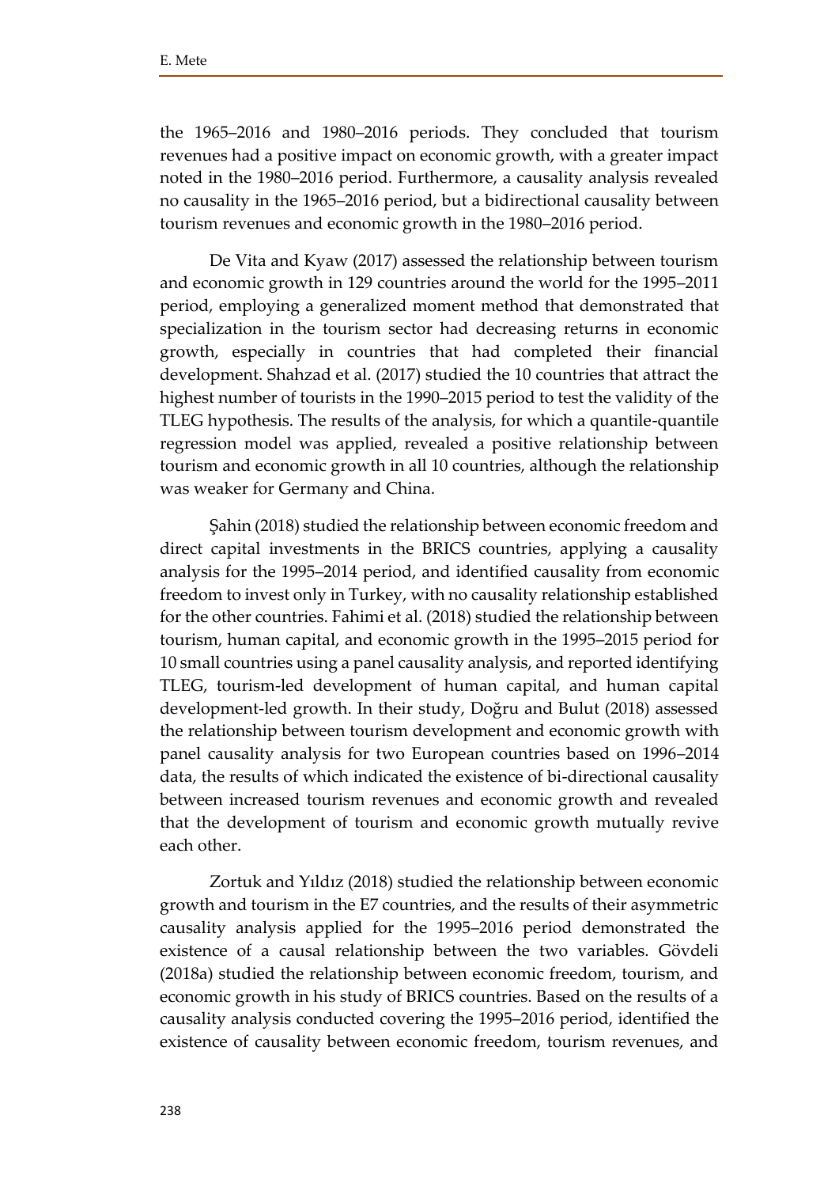the 1965–2016 and 1980–2016 periods. They concluded that tourism revenues had a positive impact on economic growth, with a greater impact noted in the 1980–2016 period. Furthermore, a causality analysis revealed no causality in the 1965–2016 period, but a bidirectional causality between tourism revenues and economic growth in the 1980–2016 period.

De Vita and Kyaw (2017) assessed the relationship between tourism and economic growth in 129 countries around the world for the 1995–2011 period, employing a generalized moment method that demonstrated that specialization in the tourism sector had decreasing returns in economic growth, especially in countries that had completed their financial development. Shahzad et al. (2017) studied the 10 countries that attract the highest number of tourists in the 1990–2015 period to test the validity of the TLEG hypothesis. The results of the analysis, for which a quantile-quantile regression model was applied, revealed a positive relationship between tourism and economic growth in all 10 countries, although the relationship was weaker for Germany and China.

Şahin (2018) studied the relationship between economic freedom and direct capital investments in the BRICS countries, applying a causality analysis for the 1995–2014 period, and identified causality from economic freedom to invest only in Turkey, with no causality relationship established for the other countries. Fahimi et al. (2018) studied the relationship between tourism, human capital, and economic growth in the 1995–2015 period for 10 small countries using a panel causality analysis, and reported identifying TLEG, tourism-led development of human capital, and human capital development-led growth. In their study, Doğru and Bulut (2018) assessed the relationship between tourism development and economic growth with panel causality analysis for two European countries based on 1996–2014 data, the results of which indicated the existence of bi-directional causality between increased tourism revenues and economic growth and revealed that the development of tourism and economic growth mutually revive each other.

Zortuk and Yıldız (2018) studied the relationship between economic growth and tourism in the E7 countries, and the results of their asymmetric causality analysis applied for the 1995–2016 period demonstrated the existence of a causal relationship between the two variables. Gövdeli (2018a) studied the relationship between economic freedom, tourism, and economic growth in his study of BRICS countries. Based on the results of a causality analysis conducted covering the 1995–2016 period, identified the existence of causality between economic freedom, tourism revenues, and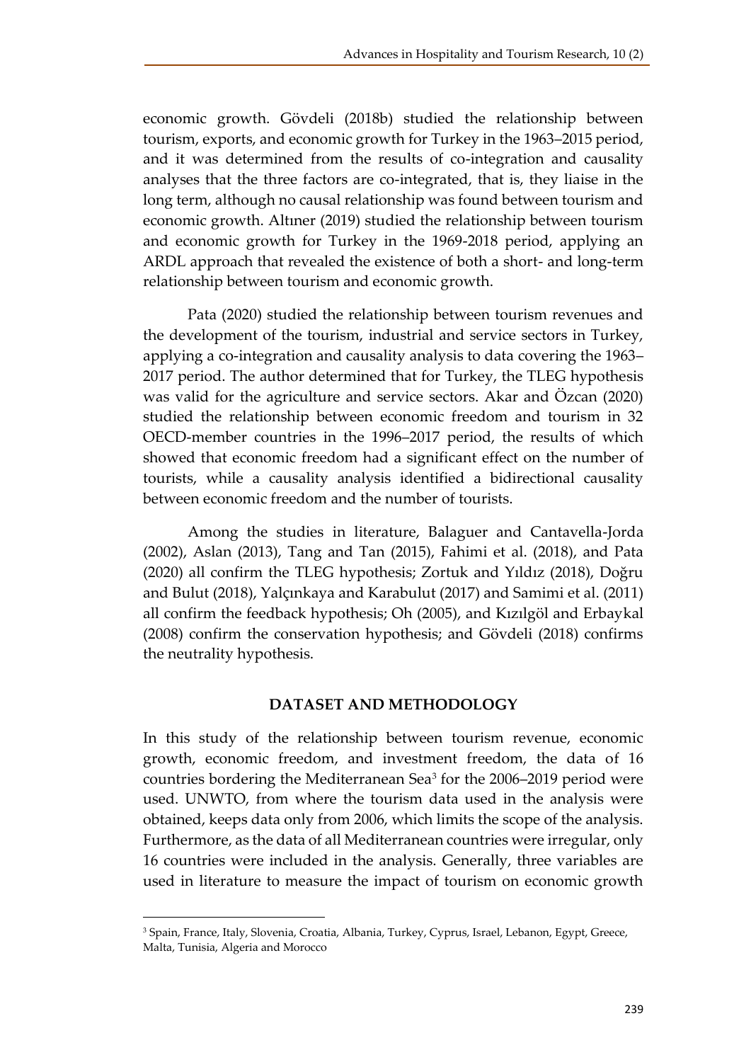economic growth. Gövdeli (2018b) studied the relationship between tourism, exports, and economic growth for Turkey in the 1963–2015 period, and it was determined from the results of co-integration and causality analyses that the three factors are co-integrated, that is, they liaise in the long term, although no causal relationship was found between tourism and economic growth. Altıner (2019) studied the relationship between tourism and economic growth for Turkey in the 1969-2018 period, applying an ARDL approach that revealed the existence of both a short- and long-term relationship between tourism and economic growth.

Pata (2020) studied the relationship between tourism revenues and the development of the tourism, industrial and service sectors in Turkey, applying a co-integration and causality analysis to data covering the 1963–2017 period. The author determined that for Turkey, the TLEG hypothesis was valid for the agriculture and service sectors. Akar and Özcan (2020) studied the relationship between economic freedom and tourism in 32 OECD-member countries in the 1996–2017 period, the results of which showed that economic freedom had a significant effect on the number of tourists, while a causality analysis identified a bidirectional causality between economic freedom and the number of tourists.

Among the studies in literature, Balaguer and Cantavella-Jorda (2002), Aslan (2013), Tang and Tan (2015), Fahimi et al. (2018), and Pata (2020) all confirm the TLEG hypothesis; Zortuk and Yıldız (2018), Doğru and Bulut (2018), Yalçınkaya and Karabulut (2017) and Samimi et al. (2011) all confirm the feedback hypothesis; Oh (2005), and Kızılgöl and Erbaykal (2008) confirm the conservation hypothesis; and Gövdeli (2018) confirms the neutrality hypothesis.

## DATASET AND METHODOLOGY

In this study of the relationship between tourism revenue, economic growth, economic freedom, and investment freedom, the data of 16 countries bordering the Mediterranean Sea[3] for the 2006–2019 period were used. UNWTO, from where the tourism data used in the analysis were obtained, keeps data only from 2006, which limits the scope of the analysis. Furthermore, as the data of all Mediterranean countries were irregular, only 16 countries were included in the analysis. Generally, three variables are used in literature to measure the impact of tourism on economic growth

[3] Spain, France, Italy, Slovenia, Croatia, Albania, Turkey, Cyprus, Israel, Lebanon, Egypt, Greece, Malta, Tunisia, Algeria and Morocco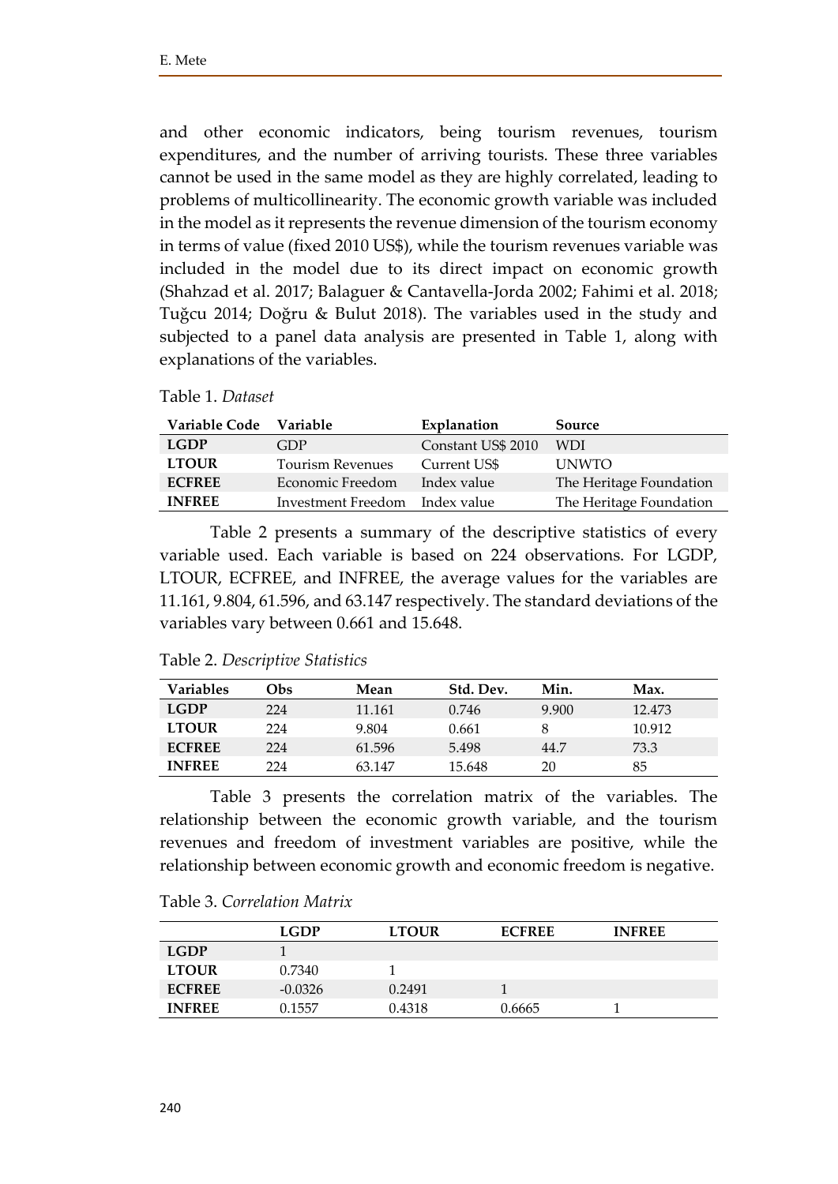and other economic indicators, being tourism revenues, tourism expenditures, and the number of arriving tourists. These three variables cannot be used in the same model as they are highly correlated, leading to problems of multicollinearity. The economic growth variable was included in the model as it represents the revenue dimension of the tourism economy in terms of value (fixed 2010 US$), while the tourism revenues variable was included in the model due to its direct impact on economic growth (Shahzad et al. 2017; Balaguer & Cantavella-Jorda 2002; Fahimi et al. 2018; Tuğcu 2014; Doğru & Bulut 2018). The variables used in the study and subjected to a panel data analysis are presented in Table 1, along with explanations of the variables.

Table 1. *Dataset*

| Variable Code | Variable | Explanation | Source |
|---|---|---|---|
| **LGDP** | GDP | Constant US$ 2010 | WDI |
| **LTOUR** | Tourism Revenues | Current US$ | UNWTO |
| **ECFREE** | Economic Freedom | Index value | The Heritage Foundation |
| **INFREE** | Investment Freedom | Index value | The Heritage Foundation |

Table 2 presents a summary of the descriptive statistics of every variable used. Each variable is based on 224 observations. For LGDP, LTOUR, ECFREE, and INFREE, the average values for the variables are 11.161, 9.804, 61.596, and 63.147 respectively. The standard deviations of the variables vary between 0.661 and 15.648.

Table 2. *Descriptive Statistics*

| Variables | Obs | Mean | Std. Dev. | Min. | Max. |
|---|---|---|---|---|---|
| **LGDP** | 224 | 11.161 | 0.746 | 9.900 | 12.473 |
| **LTOUR** | 224 | 9.804 | 0.661 | 8 | 10.912 |
| **ECFREE** | 224 | 61.596 | 5.498 | 44.7 | 73.3 |
| **INFREE** | 224 | 63.147 | 15.648 | 20 | 85 |

Table 3 presents the correlation matrix of the variables. The relationship between the economic growth variable, and the tourism revenues and freedom of investment variables are positive, while the relationship between economic growth and economic freedom is negative.

Table 3. *Correlation Matrix*

| | LGDP | LTOUR | ECFREE | INFREE |
|---|---|---|---|---|
| **LGDP** | 1 | | | |
| **LTOUR** | 0.7340 | 1 | | |
| **ECFREE** | -0.0326 | 0.2491 | 1 | |
| **INFREE** | 0.1557 | 0.4318 | 0.6665 | 1 |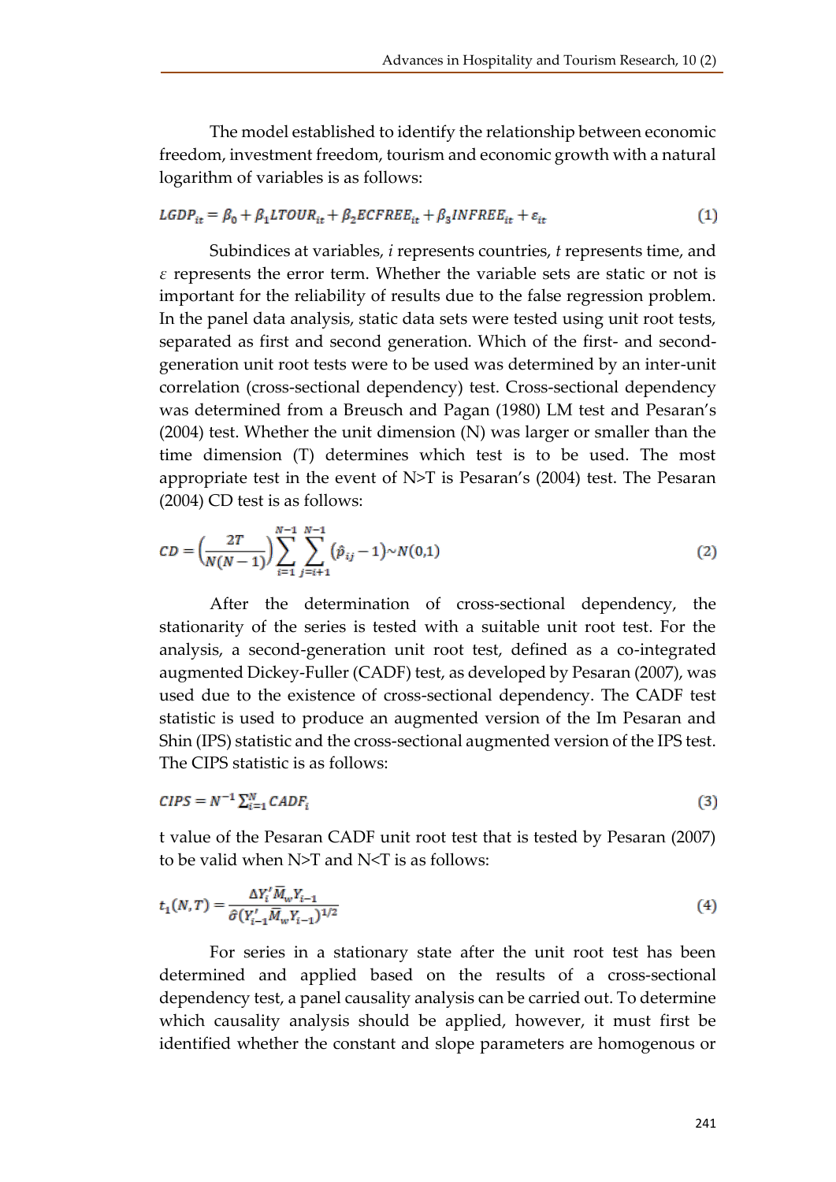The model established to identify the relationship between economic freedom, investment freedom, tourism and economic growth with a natural logarithm of variables is as follows:

$$LGDP_{it} = \beta_0 + \beta_1 LTOUR_{it} + \beta_2 ECFREE_{it} + \beta_3 INFREE_{it} + \varepsilon_{it} \tag{1}$$

Subindices at variables, *i* represents countries, *t* represents time, and $\varepsilon$ represents the error term. Whether the variable sets are static or not is important for the reliability of results due to the false regression problem. In the panel data analysis, static data sets were tested using unit root tests, separated as first and second generation. Which of the first- and second-generation unit root tests were to be used was determined by an inter-unit correlation (cross-sectional dependency) test. Cross-sectional dependency was determined from a Breusch and Pagan (1980) LM test and Pesaran's (2004) test. Whether the unit dimension (N) was larger or smaller than the time dimension (T) determines which test is to be used. The most appropriate test in the event of N>T is Pesaran's (2004) test. The Pesaran (2004) CD test is as follows:

$$CD = \left(\frac{2T}{N(N-1)}\right) \sum_{i=1}^{N-1} \sum_{j=i+1}^{N-1} \left(\hat{p}_{ij} - 1\right) \sim N(0,1) \tag{2}$$

After the determination of cross-sectional dependency, the stationarity of the series is tested with a suitable unit root test. For the analysis, a second-generation unit root test, defined as a co-integrated augmented Dickey-Fuller (CADF) test, as developed by Pesaran (2007), was used due to the existence of cross-sectional dependency. The CADF test statistic is used to produce an augmented version of the Im Pesaran and Shin (IPS) statistic and the cross-sectional augmented version of the IPS test. The CIPS statistic is as follows:

$$CIPS = N^{-1} \sum_{i=1}^{N} CADF_i \tag{3}$$

t value of the Pesaran CADF unit root test that is tested by Pesaran (2007) to be valid when N>T and N<T is as follows:

$$t_1(N,T) = \frac{\Delta Y_i' \overline{M}_w Y_{i-1}}{\hat{\sigma}\left(Y_{i-1}' \overline{M}_w Y_{i-1}\right)^{1/2}} \tag{4}$$

For series in a stationary state after the unit root test has been determined and applied based on the results of a cross-sectional dependency test, a panel causality analysis can be carried out. To determine which causality analysis should be applied, however, it must first be identified whether the constant and slope parameters are homogenous or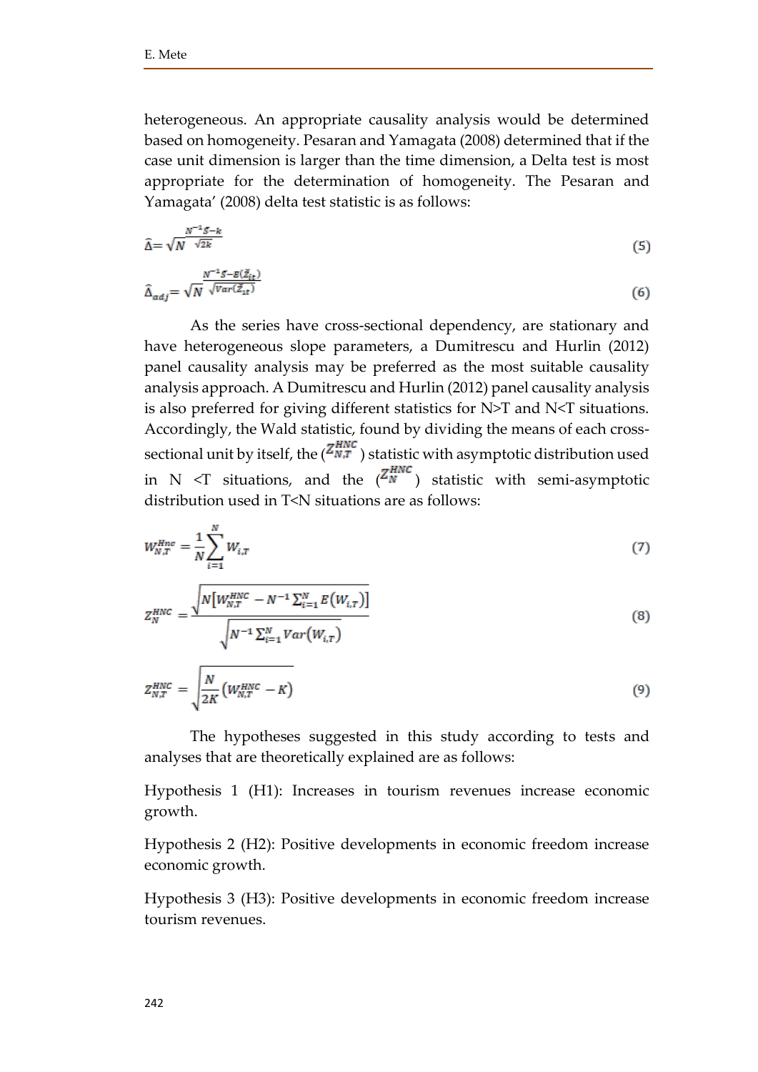heterogeneous. An appropriate causality analysis would be determined based on homogeneity. Pesaran and Yamagata (2008) determined that if the case unit dimension is larger than the time dimension, a Delta test is most appropriate for the determination of homogeneity. The Pesaran and Yamagata' (2008) delta test statistic is as follows:

$$\hat{\Delta} = \sqrt{N}\,\frac{N^{-1}\tilde{S}-k}{\sqrt{2k}} \tag{5}$$

$$\hat{\Delta}_{adj} = \sqrt{N}\,\frac{N^{-1}\tilde{S}-E(\tilde{Z}_{it})}{\sqrt{Var(\tilde{Z}_{it})}} \tag{6}$$

As the series have cross-sectional dependency, are stationary and have heterogeneous slope parameters, a Dumitrescu and Hurlin (2012) panel causality analysis may be preferred as the most suitable causality analysis approach. A Dumitrescu and Hurlin (2012) panel causality analysis is also preferred for giving different statistics for N>T and N<T situations. Accordingly, the Wald statistic, found by dividing the means of each cross-sectional unit by itself, the ($Z_{N,T}^{HNC}$) statistic with asymptotic distribution used in N <T situations, and the ($Z_{N}^{HNC}$) statistic with semi-asymptotic distribution used in T<N situations are as follows:

$$W_{N,T}^{Hnc} = \frac{1}{N}\sum_{i=1}^{N} W_{i,T} \tag{7}$$

$$Z_{N}^{HNC} = \frac{\sqrt{N\left[W_{N,T}^{HNC} - N^{-1}\sum_{i=1}^{N} E\left(W_{i,T}\right)\right]}}{\sqrt{N^{-1}\sum_{i=1}^{N} Var\left(W_{i,T}\right)}} \tag{8}$$

$$Z_{N,T}^{HNC} = \sqrt{\frac{N}{2K}\left(W_{N,T}^{HNC} - K\right)} \tag{9}$$

The hypotheses suggested in this study according to tests and analyses that are theoretically explained are as follows:

Hypothesis 1 (H1): Increases in tourism revenues increase economic growth.

Hypothesis 2 (H2): Positive developments in economic freedom increase economic growth.

Hypothesis 3 (H3): Positive developments in economic freedom increase tourism revenues.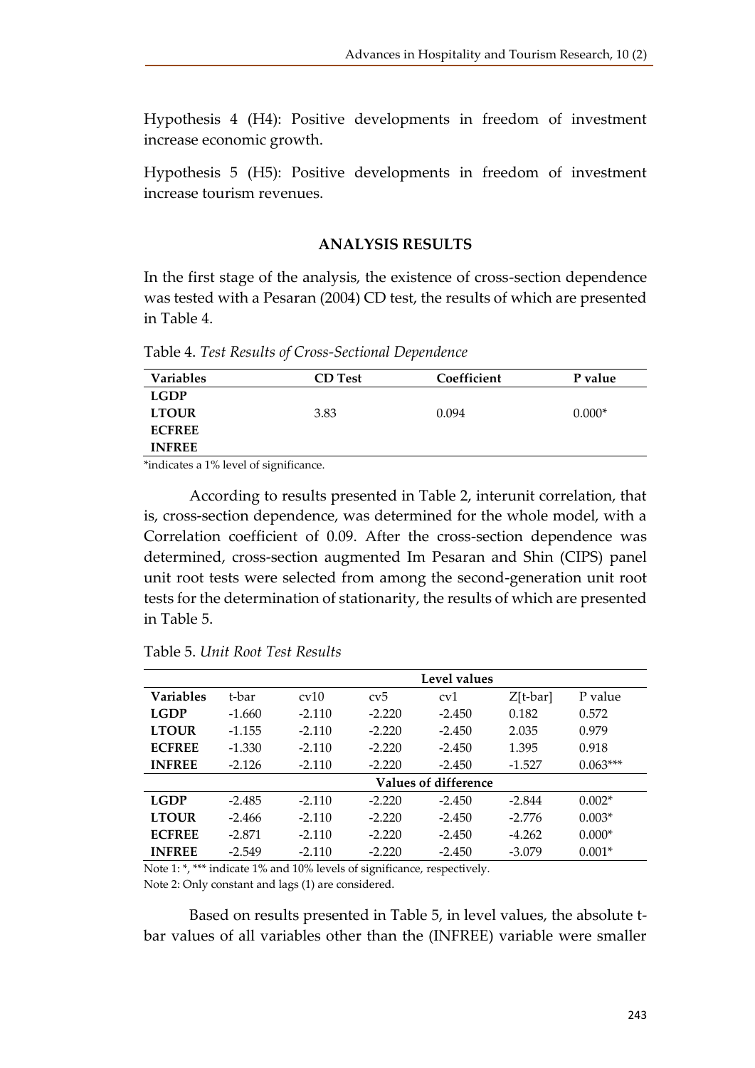Hypothesis 4 (H4): Positive developments in freedom of investment increase economic growth.

Hypothesis 5 (H5): Positive developments in freedom of investment increase tourism revenues.

## ANALYSIS RESULTS

In the first stage of the analysis, the existence of cross-section dependence was tested with a Pesaran (2004) CD test, the results of which are presented in Table 4.

Table 4. *Test Results of Cross-Sectional Dependence*

| Variables | CD Test | Coefficient | P value |
|---|---|---|---|
| **LGDP** | | | |
| **LTOUR** | 3.83 | 0.094 | 0.000* |
| **ECFREE** | | | |
| **INFREE** | | | |

*indicates a 1% level of significance.

According to results presented in Table 2, interunit correlation, that is, cross-section dependence, was determined for the whole model, with a Correlation coefficient of 0.09. After the cross-section dependence was determined, cross-section augmented Im Pesaran and Shin (CIPS) panel unit root tests were selected from among the second-generation unit root tests for the determination of stationarity, the results of which are presented in Table 5.

Table 5. *Unit Root Test Results*

| | Level values | | | | | |
|---|---|---|---|---|---|---|
| **Variables** | t-bar | cv10 | cv5 | cv1 | Z[t-bar] | P value |
| **LGDP** | -1.660 | -2.110 | -2.220 | -2.450 | 0.182 | 0.572 |
| **LTOUR** | -1.155 | -2.110 | -2.220 | -2.450 | 2.035 | 0.979 |
| **ECFREE** | -1.330 | -2.110 | -2.220 | -2.450 | 1.395 | 0.918 |
| **INFREE** | -2.126 | -2.110 | -2.220 | -2.450 | -1.527 | 0.063*** |
| | **Values of difference** | | | | | |
| **LGDP** | -2.485 | -2.110 | -2.220 | -2.450 | -2.844 | 0.002* |
| **LTOUR** | -2.466 | -2.110 | -2.220 | -2.450 | -2.776 | 0.003* |
| **ECFREE** | -2.871 | -2.110 | -2.220 | -2.450 | -4.262 | 0.000* |
| **INFREE** | -2.549 | -2.110 | -2.220 | -2.450 | -3.079 | 0.001* |

Note 1: *, *** indicate 1% and 10% levels of significance, respectively.

Note 2: Only constant and lags (1) are considered.

Based on results presented in Table 5, in level values, the absolute t-bar values of all variables other than the (INFREE) variable were smaller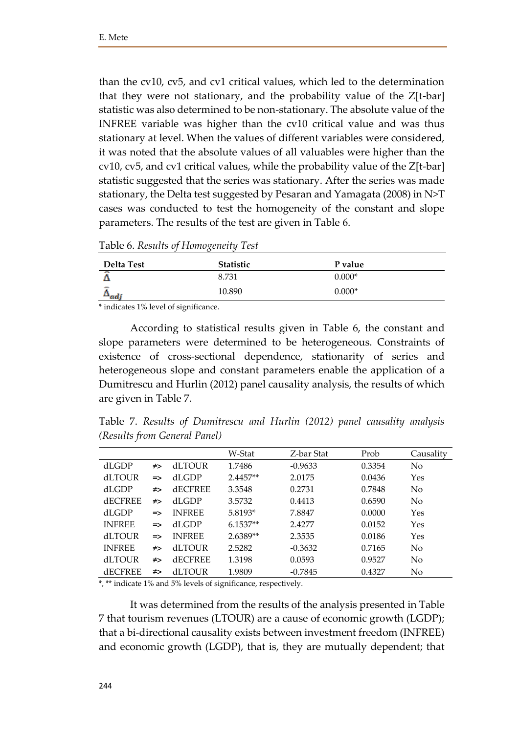than the cv10, cv5, and cv1 critical values, which led to the determination that they were not stationary, and the probability value of the Z[t-bar] statistic was also determined to be non-stationary. The absolute value of the INFREE variable was higher than the cv10 critical value and was thus stationary at level. When the values of different variables were considered, it was noted that the absolute values of all valuables were higher than the cv10, cv5, and cv1 critical values, while the probability value of the Z[t-bar] statistic suggested that the series was stationary. After the series was made stationary, the Delta test suggested by Pesaran and Yamagata (2008) in N>T cases was conducted to test the homogeneity of the constant and slope parameters. The results of the test are given in Table 6.

Table 6. *Results of Homogeneity Test*

| Delta Test | Statistic | P value |
|---|---|---|
| $\hat{\Delta}$ | 8.731 | 0.000* |
| $\hat{\Delta}_{adj}$ | 10.890 | 0.000* |

\* indicates 1% level of significance.

According to statistical results given in Table 6, the constant and slope parameters were determined to be heterogeneous. Constraints of existence of cross-sectional dependence, stationarity of series and heterogeneous slope and constant parameters enable the application of a Dumitrescu and Hurlin (2012) panel causality analysis, the results of which are given in Table 7.

Table 7. *Results of Dumitrescu and Hurlin (2012) panel causality analysis (Results from General Panel)*

| | | | W-Stat | Z-bar Stat | Prob | Causality |
|---|---|---|---|---|---|---|
| dLGDP | ≠> | dLTOUR | 1.7486 | -0.9633 | 0.3354 | No |
| dLTOUR | => | dLGDP | 2.4457** | 2.0175 | 0.0436 | Yes |
| dLGDP | ≠> | dECFREE | 3.3548 | 0.2731 | 0.7848 | No |
| dECFREE | ≠> | dLGDP | 3.5732 | 0.4413 | 0.6590 | No |
| dLGDP | => | INFREE | 5.8193* | 7.8847 | 0.0000 | Yes |
| INFREE | => | dLGDP | 6.1537** | 2.4277 | 0.0152 | Yes |
| dLTOUR | => | INFREE | 2.6389** | 2.3535 | 0.0186 | Yes |
| INFREE | ≠> | dLTOUR | 2.5282 | -0.3632 | 0.7165 | No |
| dLTOUR | ≠> | dECFREE | 1.3198 | 0.0593 | 0.9527 | No |
| dECFREE | ≠> | dLTOUR | 1.9809 | -0.7845 | 0.4327 | No |

*, ** indicate 1% and 5% levels of significance, respectively.

It was determined from the results of the analysis presented in Table 7 that tourism revenues (LTOUR) are a cause of economic growth (LGDP); that a bi-directional causality exists between investment freedom (INFREE) and economic growth (LGDP), that is, they are mutually dependent; that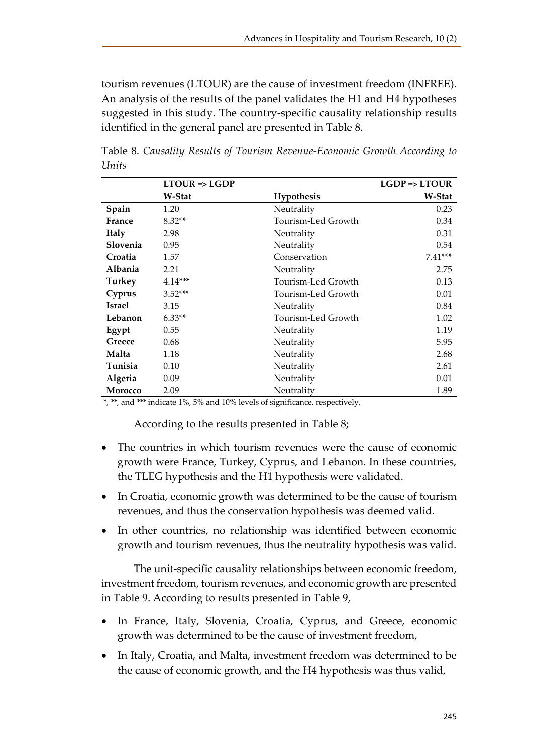tourism revenues (LTOUR) are the cause of investment freedom (INFREE). An analysis of the results of the panel validates the H1 and H4 hypotheses suggested in this study. The country-specific causality relationship results identified in the general panel are presented in Table 8.

Table 8. *Causality Results of Tourism Revenue-Economic Growth According to Units*

| | LTOUR => LGDP | | LGDP => LTOUR |
|---|---|---|---|
| | **W-Stat** | **Hypothesis** | **W-Stat** |
| **Spain** | 1.20 | Neutrality | 0.23 |
| **France** | 8.32** | Tourism-Led Growth | 0.34 |
| **Italy** | 2.98 | Neutrality | 0.31 |
| **Slovenia** | 0.95 | Neutrality | 0.54 |
| **Croatia** | 1.57 | Conservation | 7.41*** |
| **Albania** | 2.21 | Neutrality | 2.75 |
| **Turkey** | 4.14*** | Tourism-Led Growth | 0.13 |
| **Cyprus** | 3.52*** | Tourism-Led Growth | 0.01 |
| **Israel** | 3.15 | Neutrality | 0.84 |
| **Lebanon** | 6.33** | Tourism-Led Growth | 1.02 |
| **Egypt** | 0.55 | Neutrality | 1.19 |
| **Greece** | 0.68 | Neutrality | 5.95 |
| **Malta** | 1.18 | Neutrality | 2.68 |
| **Tunisia** | 0.10 | Neutrality | 2.61 |
| **Algeria** | 0.09 | Neutrality | 0.01 |
| **Morocco** | 2.09 | Neutrality | 1.89 |

*, **, and *** indicate 1%, 5% and 10% levels of significance, respectively.

According to the results presented in Table 8;

- The countries in which tourism revenues were the cause of economic growth were France, Turkey, Cyprus, and Lebanon. In these countries, the TLEG hypothesis and the H1 hypothesis were validated.
- In Croatia, economic growth was determined to be the cause of tourism revenues, and thus the conservation hypothesis was deemed valid.
- In other countries, no relationship was identified between economic growth and tourism revenues, thus the neutrality hypothesis was valid.

The unit-specific causality relationships between economic freedom, investment freedom, tourism revenues, and economic growth are presented in Table 9. According to results presented in Table 9,

- In France, Italy, Slovenia, Croatia, Cyprus, and Greece, economic growth was determined to be the cause of investment freedom,
- In Italy, Croatia, and Malta, investment freedom was determined to be the cause of economic growth, and the H4 hypothesis was thus valid,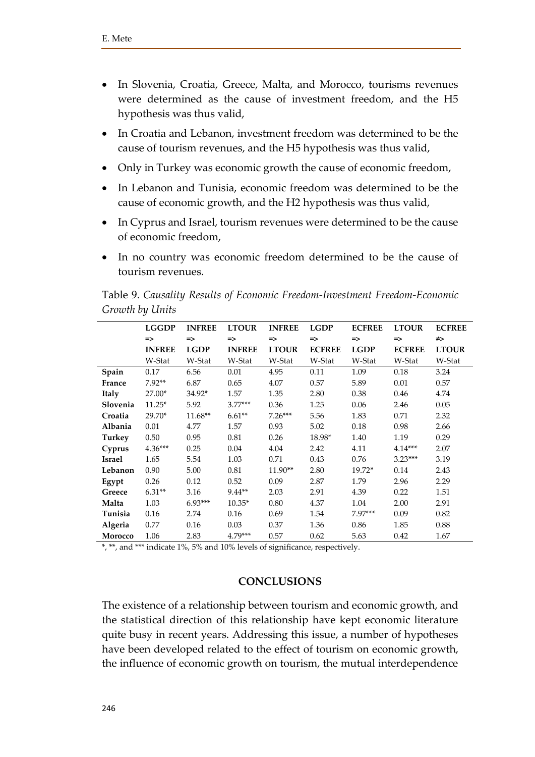- In Slovenia, Croatia, Greece, Malta, and Morocco, tourisms revenues were determined as the cause of investment freedom, and the H5 hypothesis was thus valid,
- In Croatia and Lebanon, investment freedom was determined to be the cause of tourism revenues, and the H5 hypothesis was thus valid,
- Only in Turkey was economic growth the cause of economic freedom,
- In Lebanon and Tunisia, economic freedom was determined to be the cause of economic growth, and the H2 hypothesis was thus valid,
- In Cyprus and Israel, tourism revenues were determined to be the cause of economic freedom,
- In no country was economic freedom determined to be the cause of tourism revenues.

Table 9. *Causality Results of Economic Freedom-Investment Freedom-Economic Growth by Units*

| | LGGDP => INFREE | INFREE => LGDP | LTOUR => INFREE | INFREE => LTOUR | LGDP => ECFREE | ECFREE => LGDP | LTOUR => ECFREE | ECFREE ⇏ LTOUR |
|---|---|---|---|---|---|---|---|---|
| | W-Stat | W-Stat | W-Stat | W-Stat | W-Stat | W-Stat | W-Stat | W-Stat |
| **Spain** | 0.17 | 6.56 | 0.01 | 4.95 | 0.11 | 1.09 | 0.18 | 3.24 |
| **France** | 7.92** | 6.87 | 0.65 | 4.07 | 0.57 | 5.89 | 0.01 | 0.57 |
| **Italy** | 27.00* | 34.92* | 1.57 | 1.35 | 2.80 | 0.38 | 0.46 | 4.74 |
| **Slovenia** | 11.25* | 5.92 | 3.77*** | 0.36 | 1.25 | 0.06 | 2.46 | 0.05 |
| **Croatia** | 29.70* | 11.68** | 6.61** | 7.26*** | 5.56 | 1.83 | 0.71 | 2.32 |
| **Albania** | 0.01 | 4.77 | 1.57 | 0.93 | 5.02 | 0.18 | 0.98 | 2.66 |
| **Turkey** | 0.50 | 0.95 | 0.81 | 0.26 | 18.98* | 1.40 | 1.19 | 0.29 |
| **Cyprus** | 4.36*** | 0.25 | 0.04 | 4.04 | 2.42 | 4.11 | 4.14*** | 2.07 |
| **Israel** | 1.65 | 5.54 | 1.03 | 0.71 | 0.43 | 0.76 | 3.23*** | 3.19 |
| **Lebanon** | 0.90 | 5.00 | 0.81 | 11.90** | 2.80 | 19.72* | 0.14 | 2.43 |
| **Egypt** | 0.26 | 0.12 | 0.52 | 0.09 | 2.87 | 1.79 | 2.96 | 2.29 |
| **Greece** | 6.31** | 3.16 | 9.44** | 2.03 | 2.91 | 4.39 | 0.22 | 1.51 |
| **Malta** | 1.03 | 6.93*** | 10.35* | 0.80 | 4.37 | 1.04 | 2.00 | 2.91 |
| **Tunisia** | 0.16 | 2.74 | 0.16 | 0.69 | 1.54 | 7.97*** | 0.09 | 0.82 |
| **Algeria** | 0.77 | 0.16 | 0.03 | 0.37 | 1.36 | 0.86 | 1.85 | 0.88 |
| **Morocco** | 1.06 | 2.83 | 4.79*** | 0.57 | 0.62 | 5.63 | 0.42 | 1.67 |

*, **, and *** indicate 1%, 5% and 10% levels of significance, respectively.

## CONCLUSIONS

The existence of a relationship between tourism and economic growth, and the statistical direction of this relationship have kept economic literature quite busy in recent years. Addressing this issue, a number of hypotheses have been developed related to the effect of tourism on economic growth, the influence of economic growth on tourism, the mutual interdependence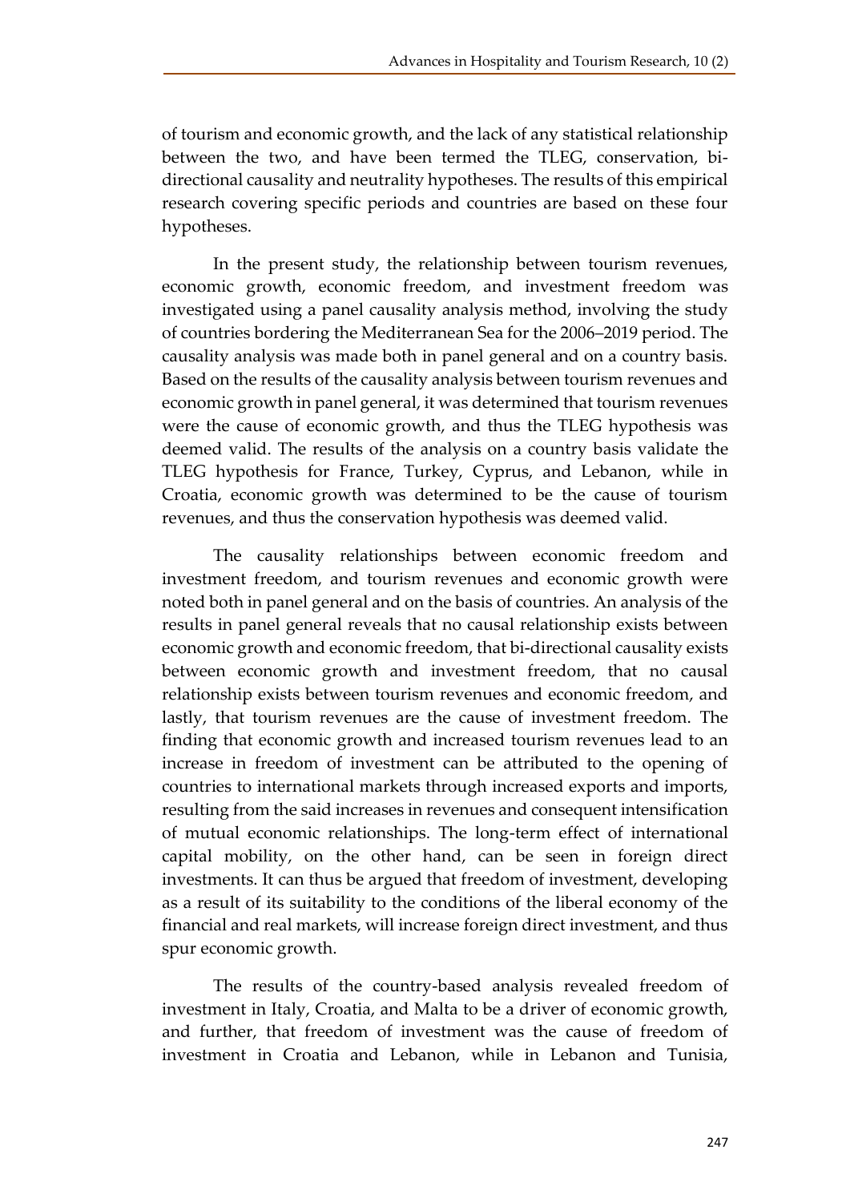of tourism and economic growth, and the lack of any statistical relationship between the two, and have been termed the TLEG, conservation, bi-directional causality and neutrality hypotheses. The results of this empirical research covering specific periods and countries are based on these four hypotheses.

In the present study, the relationship between tourism revenues, economic growth, economic freedom, and investment freedom was investigated using a panel causality analysis method, involving the study of countries bordering the Mediterranean Sea for the 2006–2019 period. The causality analysis was made both in panel general and on a country basis. Based on the results of the causality analysis between tourism revenues and economic growth in panel general, it was determined that tourism revenues were the cause of economic growth, and thus the TLEG hypothesis was deemed valid. The results of the analysis on a country basis validate the TLEG hypothesis for France, Turkey, Cyprus, and Lebanon, while in Croatia, economic growth was determined to be the cause of tourism revenues, and thus the conservation hypothesis was deemed valid.

The causality relationships between economic freedom and investment freedom, and tourism revenues and economic growth were noted both in panel general and on the basis of countries. An analysis of the results in panel general reveals that no causal relationship exists between economic growth and economic freedom, that bi-directional causality exists between economic growth and investment freedom, that no causal relationship exists between tourism revenues and economic freedom, and lastly, that tourism revenues are the cause of investment freedom. The finding that economic growth and increased tourism revenues lead to an increase in freedom of investment can be attributed to the opening of countries to international markets through increased exports and imports, resulting from the said increases in revenues and consequent intensification of mutual economic relationships. The long-term effect of international capital mobility, on the other hand, can be seen in foreign direct investments. It can thus be argued that freedom of investment, developing as a result of its suitability to the conditions of the liberal economy of the financial and real markets, will increase foreign direct investment, and thus spur economic growth.

The results of the country-based analysis revealed freedom of investment in Italy, Croatia, and Malta to be a driver of economic growth, and further, that freedom of investment was the cause of freedom of investment in Croatia and Lebanon, while in Lebanon and Tunisia,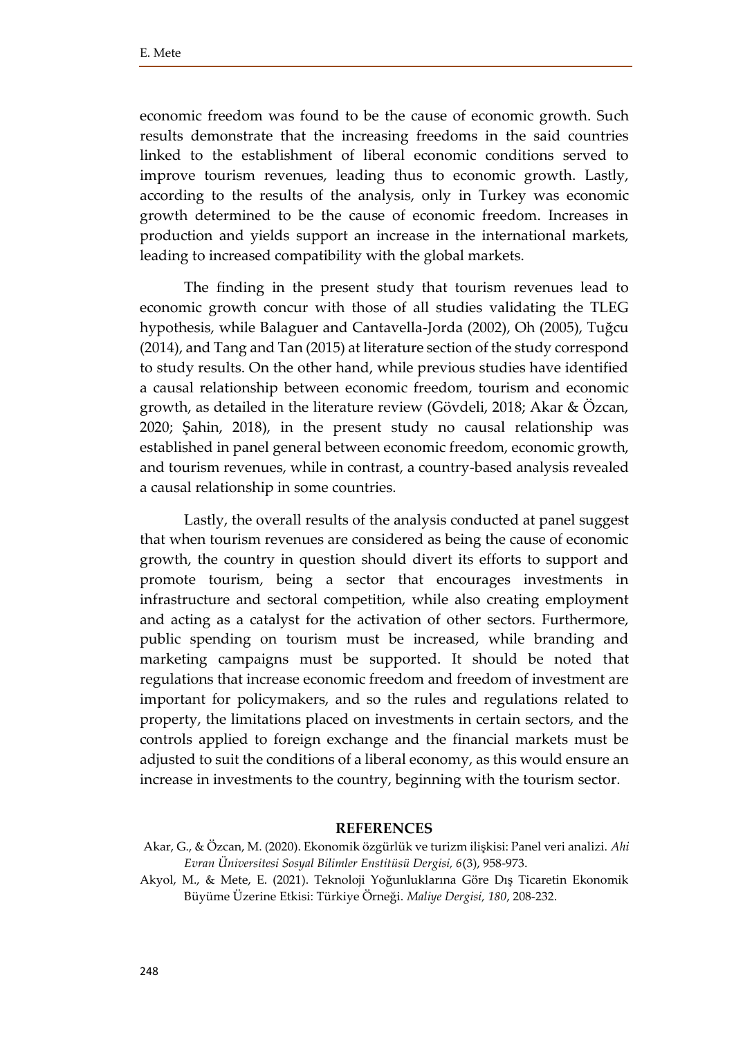economic freedom was found to be the cause of economic growth. Such results demonstrate that the increasing freedoms in the said countries linked to the establishment of liberal economic conditions served to improve tourism revenues, leading thus to economic growth. Lastly, according to the results of the analysis, only in Turkey was economic growth determined to be the cause of economic freedom. Increases in production and yields support an increase in the international markets, leading to increased compatibility with the global markets.

The finding in the present study that tourism revenues lead to economic growth concur with those of all studies validating the TLEG hypothesis, while Balaguer and Cantavella-Jorda (2002), Oh (2005), Tuğcu (2014), and Tang and Tan (2015) at literature section of the study correspond to study results. On the other hand, while previous studies have identified a causal relationship between economic freedom, tourism and economic growth, as detailed in the literature review (Gövdeli, 2018; Akar & Özcan, 2020; Şahin, 2018), in the present study no causal relationship was established in panel general between economic freedom, economic growth, and tourism revenues, while in contrast, a country-based analysis revealed a causal relationship in some countries.

Lastly, the overall results of the analysis conducted at panel suggest that when tourism revenues are considered as being the cause of economic growth, the country in question should divert its efforts to support and promote tourism, being a sector that encourages investments in infrastructure and sectoral competition, while also creating employment and acting as a catalyst for the activation of other sectors. Furthermore, public spending on tourism must be increased, while branding and marketing campaigns must be supported. It should be noted that regulations that increase economic freedom and freedom of investment are important for policymakers, and so the rules and regulations related to property, the limitations placed on investments in certain sectors, and the controls applied to foreign exchange and the financial markets must be adjusted to suit the conditions of a liberal economy, as this would ensure an increase in investments to the country, beginning with the tourism sector.

## REFERENCES

Akar, G., & Özcan, M. (2020). Ekonomik özgürlük ve turizm ilişkisi: Panel veri analizi. *Ahi Evran Üniversitesi Sosyal Bilimler Enstitüsü Dergisi, 6*(3), 958-973.

Akyol, M., & Mete, E. (2021). Teknoloji Yoğunluklarına Göre Dış Ticaretin Ekonomik Büyüme Üzerine Etkisi: Türkiye Örneği. *Maliye Dergisi, 180*, 208-232.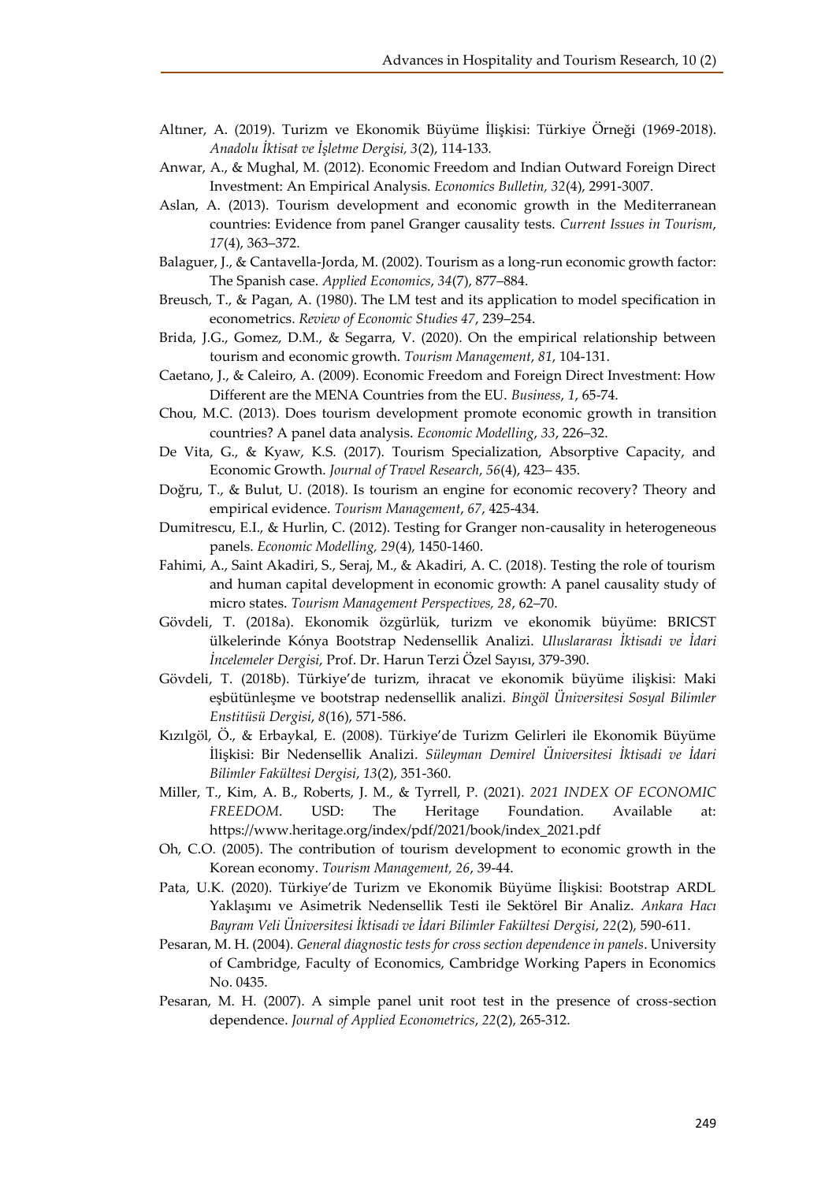Altıner, A. (2019). Turizm ve Ekonomik Büyüme İlişkisi: Türkiye Örneği (1969-2018). *Anadolu İktisat ve İşletme Dergisi, 3*(2), 114-133.

Anwar, A., & Mughal, M. (2012). Economic Freedom and Indian Outward Foreign Direct Investment: An Empirical Analysis. *Economics Bulletin, 32*(4), 2991-3007.

Aslan, A. (2013). Tourism development and economic growth in the Mediterranean countries: Evidence from panel Granger causality tests. *Current Issues in Tourism*, *17*(4), 363–372.

Balaguer, J., & Cantavella-Jorda, M. (2002). Tourism as a long-run economic growth factor: The Spanish case. *Applied Economics*, *34*(7), 877–884.

Breusch, T., & Pagan, A. (1980). The LM test and its application to model specification in econometrics. *Review of Economic Studies 47*, 239–254.

Brida, J.G., Gomez, D.M., & Segarra, V. (2020). On the empirical relationship between tourism and economic growth. *Tourism Management*, *81*, 104-131.

Caetano, J., & Caleiro, A. (2009). Economic Freedom and Foreign Direct Investment: How Different are the MENA Countries from the EU. *Business*, *1*, 65-74.

Chou, M.C. (2013). Does tourism development promote economic growth in transition countries? A panel data analysis. *Economic Modelling*, *33*, 226–32.

De Vita, G., & Kyaw, K.S. (2017). Tourism Specialization, Absorptive Capacity, and Economic Growth. *Journal of Travel Research*, *56*(4), 423– 435.

Doğru, T., & Bulut, U. (2018). Is tourism an engine for economic recovery? Theory and empirical evidence. *Tourism Management*, *67*, 425-434.

Dumitrescu, E.I., & Hurlin, C. (2012). Testing for Granger non-causality in heterogeneous panels. *Economic Modelling, 29*(4), 1450-1460.

Fahimi, A., Saint Akadiri, S., Seraj, M., & Akadiri, A. C. (2018). Testing the role of tourism and human capital development in economic growth: A panel causality study of micro states. *Tourism Management Perspectives, 28*, 62–70.

Gövdeli, T. (2018a). Ekonomik özgürlük, turizm ve ekonomik büyüme: BRICST ülkelerinde Kónya Bootstrap Nedensellik Analizi. *Uluslararası İktisadi ve İdari İncelemeler Dergisi*, Prof. Dr. Harun Terzi Özel Sayısı, 379-390.

Gövdeli, T. (2018b). Türkiye'de turizm, ihracat ve ekonomik büyüme ilişkisi: Maki eşbütünleşme ve bootstrap nedensellik analizi. *Bingöl Üniversitesi Sosyal Bilimler Enstitüsü Dergisi*, *8*(16), 571-586.

Kızılgöl, Ö., & Erbaykal, E. (2008). Türkiye'de Turizm Gelirleri ile Ekonomik Büyüme İlişkisi: Bir Nedensellik Analizi. *Süleyman Demirel Üniversitesi İktisadi ve İdari Bilimler Fakültesi Dergisi*, *13*(2), 351-360.

Miller, T., Kim, A. B., Roberts, J. M., & Tyrrell, P. (2021). *2021 INDEX OF ECONOMIC FREEDOM*. USD: The Heritage Foundation. Available at: https://www.heritage.org/index/pdf/2021/book/index_2021.pdf

Oh, C.O. (2005). The contribution of tourism development to economic growth in the Korean economy. *Tourism Management, 26*, 39-44.

Pata, U.K. (2020). Türkiye'de Turizm ve Ekonomik Büyüme İlişkisi: Bootstrap ARDL Yaklaşımı ve Asimetrik Nedensellik Testi ile Sektörel Bir Analiz. *Ankara Hacı Bayram Veli Üniversitesi İktisadi ve İdari Bilimler Fakültesi Dergisi*, *22*(2), 590-611.

Pesaran, M. H. (2004). *General diagnostic tests for cross section dependence in panels*. University of Cambridge, Faculty of Economics, Cambridge Working Papers in Economics No. 0435.

Pesaran, M. H. (2007). A simple panel unit root test in the presence of cross-section dependence. *Journal of Applied Econometrics*, *22*(2), 265-312.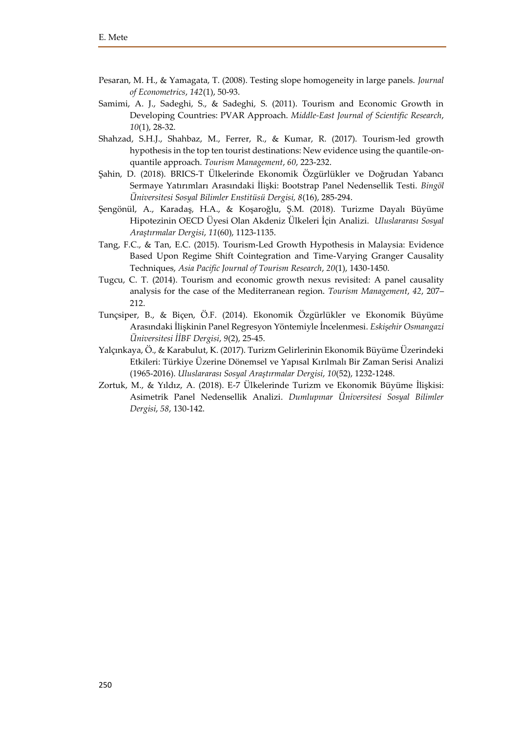Pesaran, M. H., & Yamagata, T. (2008). Testing slope homogeneity in large panels. *Journal of Econometrics*, *142*(1), 50-93.

Samimi, A. J., Sadeghi, S., & Sadeghi, S. (2011). Tourism and Economic Growth in Developing Countries: PVAR Approach. *Middle-East Journal of Scientific Research*, *10*(1), 28-32.

Shahzad, S.H.J., Shahbaz, M., Ferrer, R., & Kumar, R. (2017). Tourism-led growth hypothesis in the top ten tourist destinations: New evidence using the quantile-on-quantile approach. *Tourism Management*, *60*, 223-232.

Şahin, D. (2018). BRICS-T Ülkelerinde Ekonomik Özgürlükler ve Doğrudan Yabancı Sermaye Yatırımları Arasındaki İlişki: Bootstrap Panel Nedensellik Testi. *Bingöl Üniversitesi Sosyal Bilimler Enstitüsü Dergisi*, *8*(16), 285-294.

Şengönül, A., Karadaş, H.A., & Koşaroğlu, Ş.M. (2018). Turizme Dayalı Büyüme Hipotezinin OECD Üyesi Olan Akdeniz Ülkeleri İçin Analizi. *Uluslararası Sosyal Araştırmalar Dergisi*, *11*(60), 1123-1135.

Tang, F.C., & Tan, E.C. (2015). Tourism-Led Growth Hypothesis in Malaysia: Evidence Based Upon Regime Shift Cointegration and Time-Varying Granger Causality Techniques, *Asia Pacific Journal of Tourism Research*, *20*(1), 1430-1450.

Tugcu, C. T. (2014). Tourism and economic growth nexus revisited: A panel causality analysis for the case of the Mediterranean region. *Tourism Management*, *42*, 207–212.

Tunçsiper, B., & Biçen, Ö.F. (2014). Ekonomik Özgürlükler ve Ekonomik Büyüme Arasındaki İlişkinin Panel Regresyon Yöntemiyle İncelenmesi. *Eskişehir Osmangazi Üniversitesi İİBF Dergisi*, *9*(2), 25-45.

Yalçınkaya, Ö., & Karabulut, K. (2017). Turizm Gelirlerinin Ekonomik Büyüme Üzerindeki Etkileri: Türkiye Üzerine Dönemsel ve Yapısal Kırılmalı Bir Zaman Serisi Analizi (1965-2016). *Uluslararası Sosyal Araştırmalar Dergisi*, *10*(52), 1232-1248.

Zortuk, M., & Yıldız, A. (2018). E-7 Ülkelerinde Turizm ve Ekonomik Büyüme İlişkisi: Asimetrik Panel Nedensellik Analizi. *Dumlupınar Üniversitesi Sosyal Bilimler Dergisi*, *58*, 130-142.